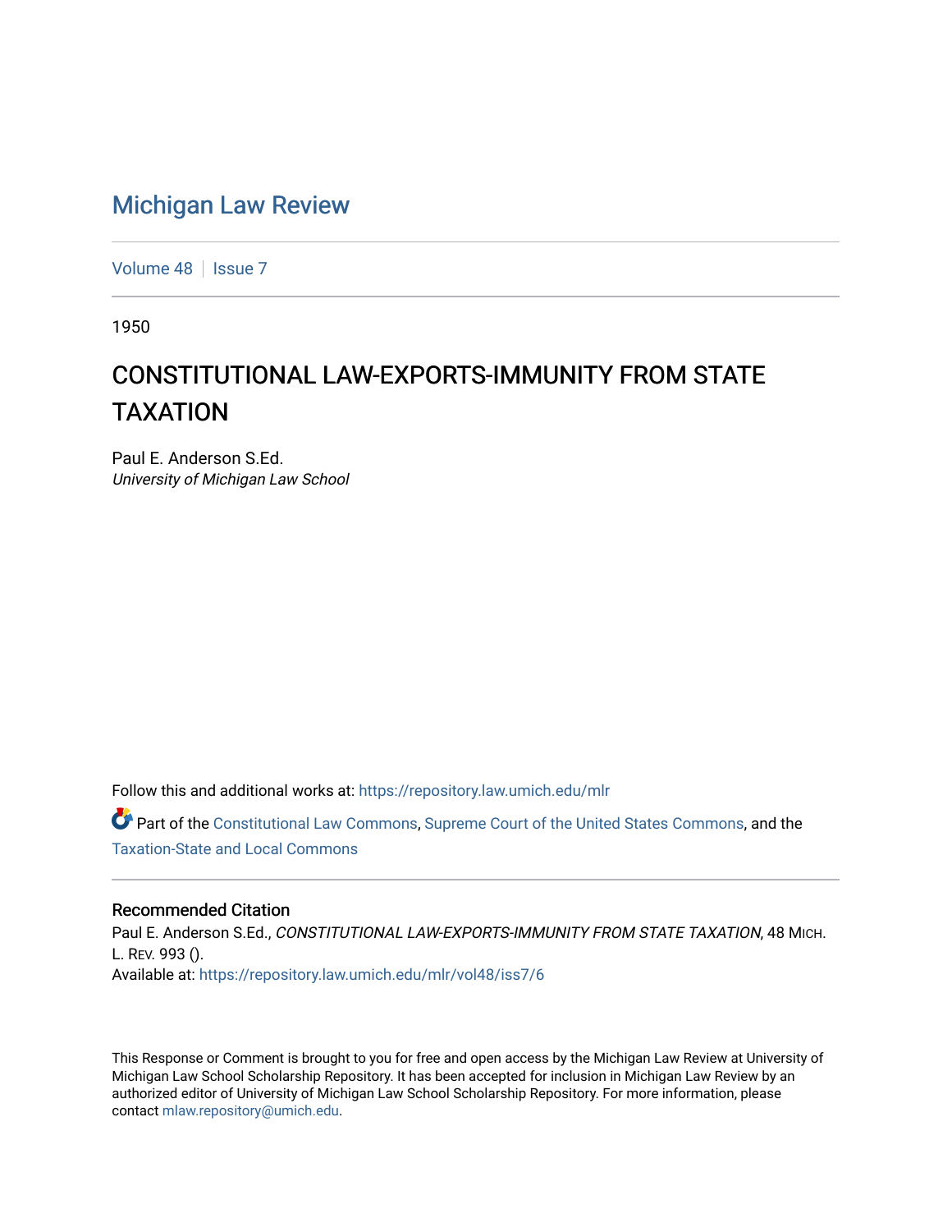# Michigan Law Review

Volume 48 | Issue 7

1950

## CONSTITUTIONAL LAW-EXPORTS-IMMUNITY FROM STATE TAXATION

Paul E. Anderson S.Ed.
*University of Michigan Law School*

Follow this and additional works at: https://repository.law.umich.edu/mlr

Part of the Constitutional Law Commons, Supreme Court of the United States Commons, and the Taxation-State and Local Commons

### Recommended Citation

Paul E. Anderson S.Ed., *CONSTITUTIONAL LAW-EXPORTS-IMMUNITY FROM STATE TAXATION*, 48 MICH. L. REV. 993 ().
Available at: https://repository.law.umich.edu/mlr/vol48/iss7/6

This Response or Comment is brought to you for free and open access by the Michigan Law Review at University of Michigan Law School Scholarship Repository. It has been accepted for inclusion in Michigan Law Review by an authorized editor of University of Michigan Law School Scholarship Repository. For more information, please contact mlaw.repository@umich.edu.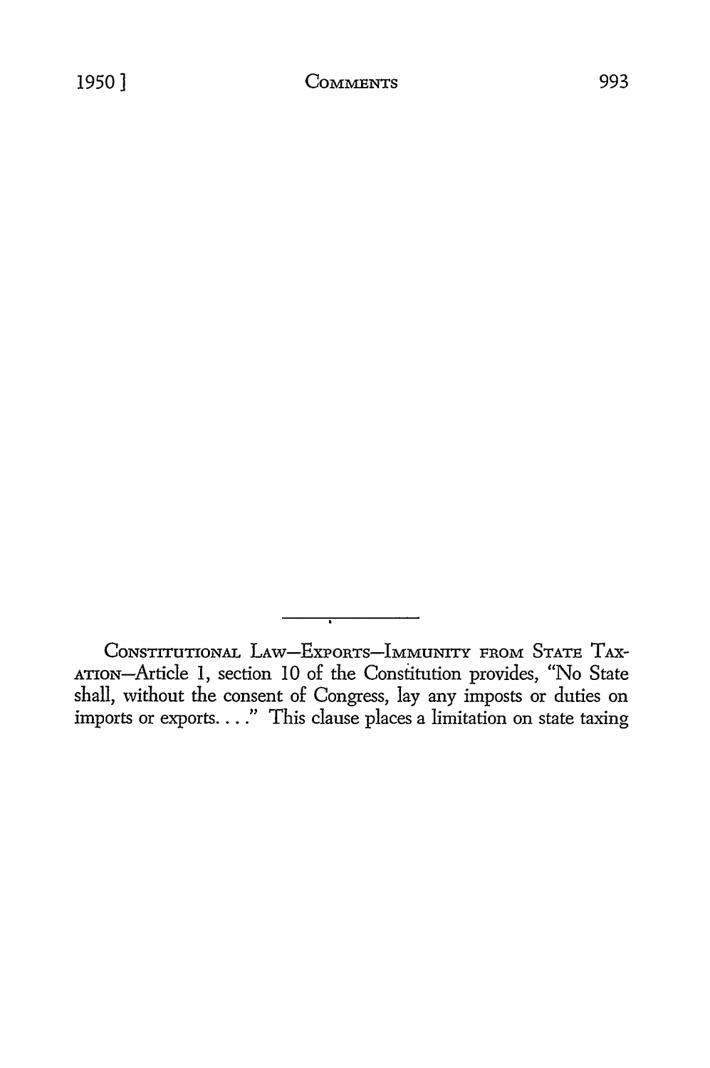CONSTITUTIONAL LAW—EXPORTS—IMMUNITY FROM STATE TAXATION—Article 1, section 10 of the Constitution provides, "No State shall, without the consent of Congress, lay any imposts or duties on imports or exports. . . ." This clause places a limitation on state taxing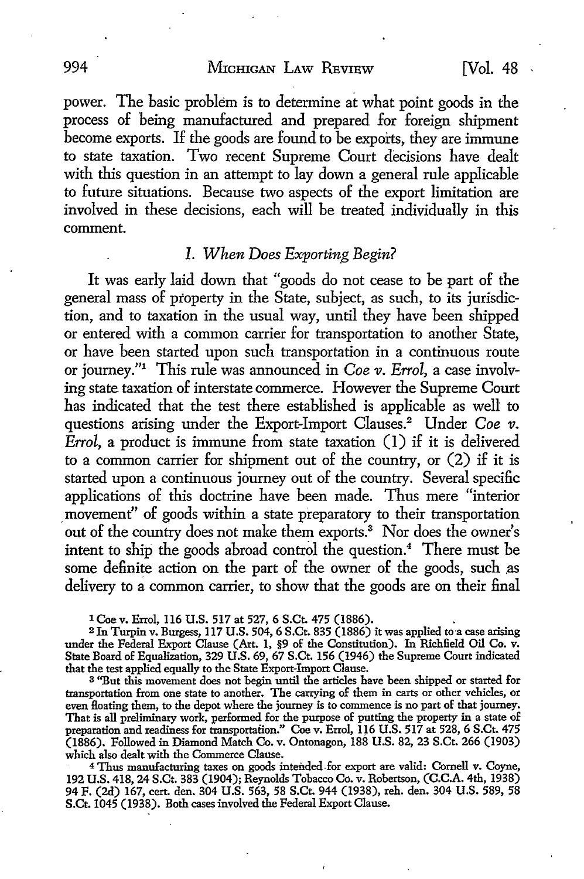power. The basic problem is to determine at what point goods in the process of being manufactured and prepared for foreign shipment become exports. If the goods are found to be exports, they are immune to state taxation. Two recent Supreme Court decisions have dealt with this question in an attempt to lay down a general rule applicable to future situations. Because two aspects of the export limitation are involved in these decisions, each will be treated individually in this comment.

### *I. When Does Exporting Begin?*

It was early laid down that "goods do not cease to be part of the general mass of property in the State, subject, as such, to its jurisdiction, and to taxation in the usual way, until they have been shipped or entered with a common carrier for transportation to another State, or have been started upon such transportation in a continuous route or journey."[1] This rule was announced in *Coe v. Errol,* a case involving state taxation of interstate commerce. However the Supreme Court has indicated that the test there established is applicable as well to questions arising under the Export-Import Clauses.[2] Under *Coe v. Errol,* a product is immune from state taxation (1) if it is delivered to a common carrier for shipment out of the country, or (2) if it is started upon a continuous journey out of the country. Several specific applications of this doctrine have been made. Thus mere "interior movement" of goods within a state preparatory to their transportation out of the country does not make them exports.[3] Nor does the owner's intent to ship the goods abroad control the question.[4] There must be some definite action on the part of the owner of the goods, such as delivery to a common carrier, to show that the goods are on their final

---

[1] Coe v. Errol, 116 U.S. 517 at 527, 6 S.Ct. 475 (1886).

[2] In Turpin v. Burgess, 117 U.S. 504, 6 S.Ct. 835 (1886) it was applied to a case arising under the Federal Export Clause (Art. 1, §9 of the Constitution). In Richfield Oil Co. v. State Board of Equalization, 329 U.S. 69, 67 S.Ct. 156 (1946) the Supreme Court indicated that the test applied equally to the State Export-Import Clause.

[3] "But this movement does not begin until the articles have been shipped or started for transportation from one state to another. The carrying of them in carts or other vehicles, or even floating them, to the depot where the journey is to commence is no part of that journey. That is all preliminary work, performed for the purpose of putting the property in a state of preparation and readiness for transportation." Coe v. Errol, 116 U.S. 517 at 528, 6 S.Ct. 475 (1886). Followed in Diamond Match Co. v. Ontonagon, 188 U.S. 82, 23 S.Ct. 266 (1903) which also dealt with the Commerce Clause.

[4] Thus manufacturing taxes on goods intended for export are valid: Cornell v. Coyne, 192 U.S. 418, 24 S.Ct. 383 (1904); Reynolds Tobacco Co. v. Robertson, (C.C.A. 4th, 1938) 94 F. (2d) 167, cert. den. 304 U.S. 563, 58 S.Ct. 944 (1938), reh. den. 304 U.S. 589, 58 S.Ct. 1045 (1938). Both cases involved the Federal Export Clause.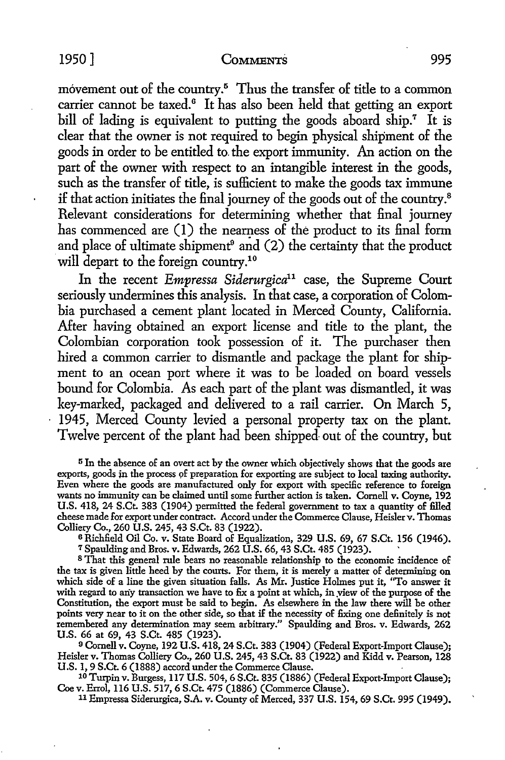movement out of the country.[5] Thus the transfer of title to a common carrier cannot be taxed.[6] It has also been held that getting an export bill of lading is equivalent to putting the goods aboard ship.[7] It is clear that the owner is not required to begin physical shipment of the goods in order to be entitled to the export immunity. An action on the part of the owner with respect to an intangible interest in the goods, such as the transfer of title, is sufficient to make the goods tax immune if that action initiates the final journey of the goods out of the country.[8] Relevant considerations for determining whether that final journey has commenced are (1) the nearness of the product to its final form and place of ultimate shipment[9] and (2) the certainty that the product will depart to the foreign country.[10]

In the recent *Empressa Siderurgica*[11] case, the Supreme Court seriously undermines this analysis. In that case, a corporation of Colombia purchased a cement plant located in Merced County, California. After having obtained an export license and title to the plant, the Colombian corporation took possession of it. The purchaser then hired a common carrier to dismantle and package the plant for shipment to an ocean port where it was to be loaded on board vessels bound for Colombia. As each part of the plant was dismantled, it was key-marked, packaged and delivered to a rail carrier. On March 5, 1945, Merced County levied a personal property tax on the plant. Twelve percent of the plant had been shipped out of the country, but

[5] In the absence of an overt act by the owner which objectively shows that the goods are exports, goods in the process of preparation for exporting are subject to local taxing authority. Even where the goods are manufactured only for export with specific reference to foreign wants no immunity can be claimed until some further action is taken. Cornell v. Coyne, 192 U.S. 418, 24 S.Ct. 383 (1904) permitted the federal government to tax a quantity of filled cheese made for export under contract. Accord under the Commerce Clause, Heisler v. Thomas Colliery Co., 260 U.S. 245, 43 S.Ct. 83 (1922).

[6] Richfield Oil Co. v. State Board of Equalization, 329 U.S. 69, 67 S.Ct. 156 (1946).

[7] Spaulding and Bros. v. Edwards, 262 U.S. 66, 43 S.Ct. 485 (1923).

[8] That this general rule bears no reasonable relationship to the economic incidence of the tax is given little heed by the courts. For them, it is merely a matter of determining on which side of a line the given situation falls. As Mr. Justice Holmes put it, "To answer it with regard to any transaction we have to fix a point at which, in view of the purpose of the Constitution, the export must be said to begin. As elsewhere in the law there will be other points very near to it on the other side, so that if the necessity of fixing one definitely is not remembered any determination may seem arbitrary." Spaulding and Bros. v. Edwards, 262 U.S. 66 at 69, 43 S.Ct. 485 (1923).

[9] Cornell v. Coyne, 192 U.S. 418, 24 S.Ct. 383 (1904) (Federal Export-Import Clause); Heisler v. Thomas Colliery Co., 260 U.S. 245, 43 S.Ct. 83 (1922) and Kidd v. Pearson, 128 U.S. 1, 9 S.Ct. 6 (1888) accord under the Commerce Clause.

[10] Turpin v. Burgess, 117 U.S. 504, 6 S.Ct. 835 (1886) (Federal Export-Import Clause); Coe v. Errol, 116 U.S. 517, 6 S.Ct. 475 (1886) (Commerce Clause).

[11] Empressa Siderurgica, S.A. v. County of Merced, 337 U.S. 154, 69 S.Ct. 995 (1949).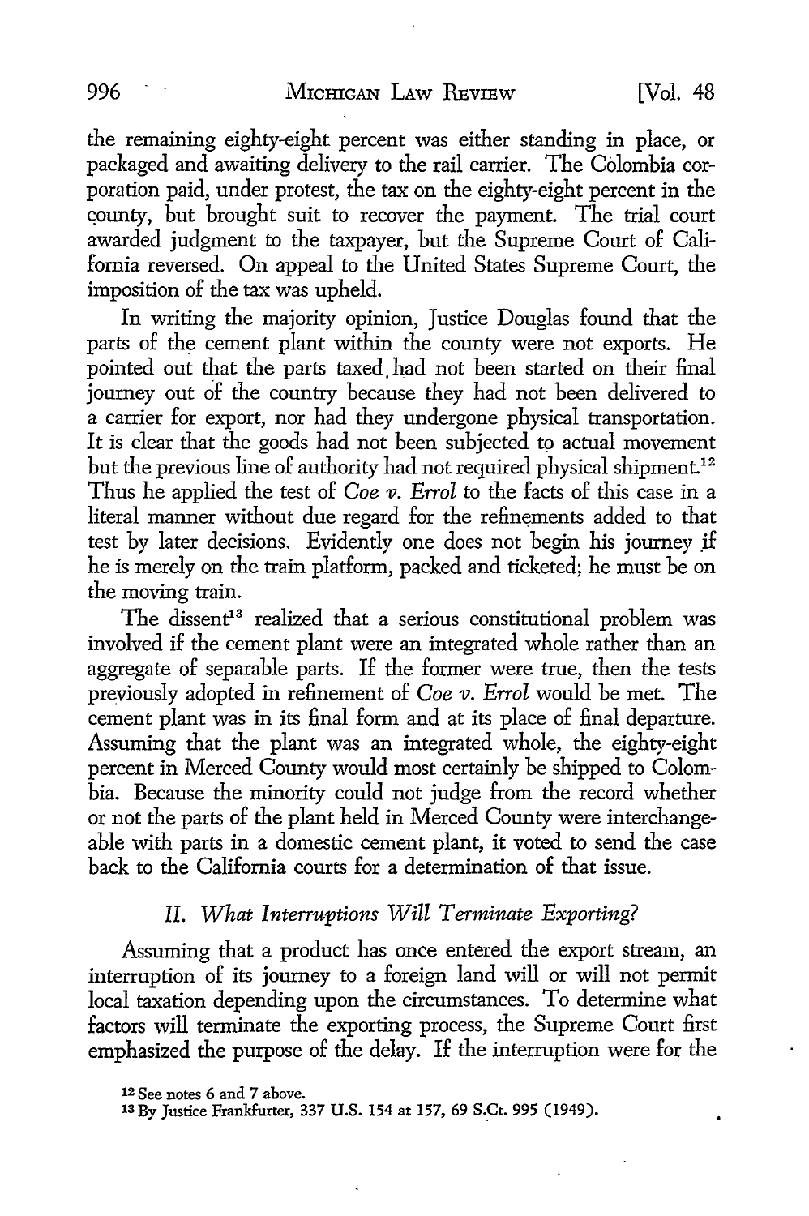the remaining eighty-eight percent was either standing in place, or packaged and awaiting delivery to the rail carrier. The Colombia corporation paid, under protest, the tax on the eighty-eight percent in the county, but brought suit to recover the payment. The trial court awarded judgment to the taxpayer, but the Supreme Court of California reversed. On appeal to the United States Supreme Court, the imposition of the tax was upheld.

In writing the majority opinion, Justice Douglas found that the parts of the cement plant within the county were not exports. He pointed out that the parts taxed had not been started on their final journey out of the country because they had not been delivered to a carrier for export, nor had they undergone physical transportation. It is clear that the goods had not been subjected to actual movement but the previous line of authority had not required physical shipment.[12] Thus he applied the test of *Coe v. Errol* to the facts of this case in a literal manner without due regard for the refinements added to that test by later decisions. Evidently one does not begin his journey if he is merely on the train platform, packed and ticketed; he must be on the moving train.

The dissent[13] realized that a serious constitutional problem was involved if the cement plant were an integrated whole rather than an aggregate of separable parts. If the former were true, then the tests previously adopted in refinement of *Coe v. Errol* would be met. The cement plant was in its final form and at its place of final departure. Assuming that the plant was an integrated whole, the eighty-eight percent in Merced County would most certainly be shipped to Colombia. Because the minority could not judge from the record whether or not the parts of the plant held in Merced County were interchangeable with parts in a domestic cement plant, it voted to send the case back to the California courts for a determination of that issue.

### *II. What Interruptions Will Terminate Exporting?*

Assuming that a product has once entered the export stream, an interruption of its journey to a foreign land will or will not permit local taxation depending upon the circumstances. To determine what factors will terminate the exporting process, the Supreme Court first emphasized the purpose of the delay. If the interruption were for the

[12] See notes 6 and 7 above.

[13] By Justice Frankfurter, 337 U.S. 154 at 157, 69 S.Ct. 995 (1949).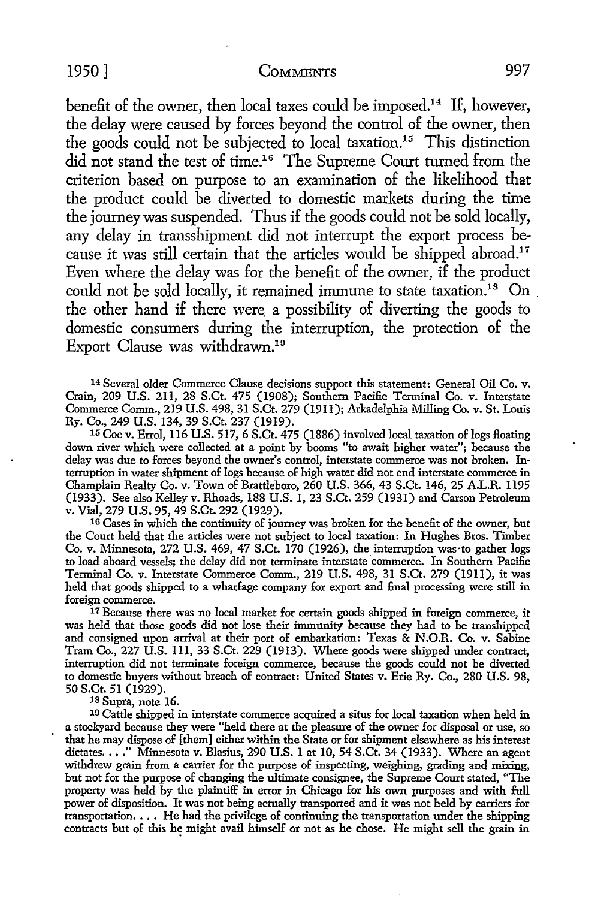benefit of the owner, then local taxes could be imposed.[14] If, however, the delay were caused by forces beyond the control of the owner, then the goods could not be subjected to local taxation.[15] This distinction did not stand the test of time.[16] The Supreme Court turned from the criterion based on purpose to an examination of the likelihood that the product could be diverted to domestic markets during the time the journey was suspended. Thus if the goods could not be sold locally, any delay in transshipment did not interrupt the export process because it was still certain that the articles would be shipped abroad.[17] Even where the delay was for the benefit of the owner, if the product could not be sold locally, it remained immune to state taxation.[18] On the other hand if there were a possibility of diverting the goods to domestic consumers during the interruption, the protection of the Export Clause was withdrawn.[19]

[14] Several older Commerce Clause decisions support this statement: General Oil Co. v. Crain, 209 U.S. 211, 28 S.Ct. 475 (1908); Southern Pacific Terminal Co. v. Interstate Commerce Comm., 219 U.S. 498, 31 S.Ct. 279 (1911); Arkadelphia Milling Co. v. St. Louis Ry. Co., 249 U.S. 134, 39 S.Ct. 237 (1919).

[15] Coe v. Errol, 116 U.S. 517, 6 S.Ct. 475 (1886) involved local taxation of logs floating down river which were collected at a point by booms "to await higher water"; because the delay was due to forces beyond the owner's control, interstate commerce was not broken. Interruption in water shipment of logs because of high water did not end interstate commerce in Champlain Realty Co. v. Town of Brattleboro, 260 U.S. 366, 43 S.Ct. 146, 25 A.L.R. 1195 (1933). See also Kelley v. Rhoads, 188 U.S. 1, 23 S.Ct. 259 (1931) and Carson Petroleum v. Vial, 279 U.S. 95, 49 S.Ct. 292 (1929).

[16] Cases in which the continuity of journey was broken for the benefit of the owner, but the Court held that the articles were not subject to local taxation: In Hughes Bros. Timber Co. v. Minnesota, 272 U.S. 469, 47 S.Ct. 170 (1926), the interruption was to gather logs to load aboard vessels; the delay did not terminate interstate commerce. In Southern Pacific Terminal Co. v. Interstate Commerce Comm., 219 U.S. 498, 31 S.Ct. 279 (1911), it was held that goods shipped to a wharfage company for export and final processing were still in foreign commerce.

[17] Because there was no local market for certain goods shipped in foreign commerce, it was held that those goods did not lose their immunity because they had to be transhipped and consigned upon arrival at their port of embarkation: Texas & N.O.R. Co. v. Sabine Tram Co., 227 U.S. 111, 33 S.Ct. 229 (1913). Where goods were shipped under contract, interruption did not terminate foreign commerce, because the goods could not be diverted to domestic buyers without breach of contract: United States v. Erie Ry. Co., 280 U.S. 98, 50 S.Ct. 51 (1929).

[18] Supra, note 16.

[19] Cattle shipped in interstate commerce acquired a situs for local taxation when held in a stockyard because they were "held there at the pleasure of the owner for disposal or use, so that he may dispose of [them] either within the State or for shipment elsewhere as his interest dictates. . . ." Minnesota v. Blasius, 290 U.S. 1 at 10, 54 S.Ct. 34 (1933). Where an agent withdrew grain from a carrier for the purpose of inspecting, weighing, grading and mixing, but not for the purpose of changing the ultimate consignee, the Supreme Court stated, "The property was held by the plaintiff in error in Chicago for his own purposes and with full power of disposition. It was not being actually transported and it was not held by carriers for transportation. . . . He had the privilege of continuing the transportation under the shipping contracts but of this he might avail himself or not as he chose. He might sell the grain in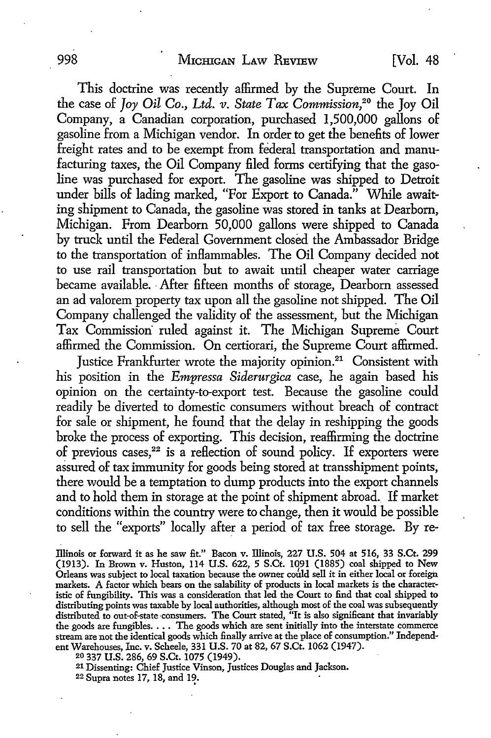This doctrine was recently affirmed by the Supreme Court. In the case of *Joy Oil Co., Ltd. v. State Tax Commission*,[20] the Joy Oil Company, a Canadian corporation, purchased 1,500,000 gallons of gasoline from a Michigan vendor. In order to get the benefits of lower freight rates and to be exempt from federal transportation and manufacturing taxes, the Oil Company filed forms certifying that the gasoline was purchased for export. The gasoline was shipped to Detroit under bills of lading marked, "For Export to Canada." While awaiting shipment to Canada, the gasoline was stored in tanks at Dearborn, Michigan. From Dearborn 50,000 gallons were shipped to Canada by truck until the Federal Government closed the Ambassador Bridge to the transportation of inflammables. The Oil Company decided not to use rail transportation but to await until cheaper water carriage became available. After fifteen months of storage, Dearborn assessed an ad valorem property tax upon all the gasoline not shipped. The Oil Company challenged the validity of the assessment, but the Michigan Tax Commission ruled against it. The Michigan Supreme Court affirmed the Commission. On certiorari, the Supreme Court affirmed.

Justice Frankfurter wrote the majority opinion.[21] Consistent with his position in the *Empressa Siderurgica* case, he again based his opinion on the certainty-to-export test. Because the gasoline could readily be diverted to domestic consumers without breach of contract for sale or shipment, he found that the delay in reshipping the goods broke the process of exporting. This decision, reaffirming the doctrine of previous cases,[22] is a reflection of sound policy. If exporters were assured of tax immunity for goods being stored at transshipment points, there would be a temptation to dump products into the export channels and to hold them in storage at the point of shipment abroad. If market conditions within the country were to change, then it would be possible to sell the "exports" locally after a period of tax free storage. By re-

Illinois or forward it as he saw fit." Bacon v. Illinois, 227 U.S. 504 at 516, 33 S.Ct. 299 (1913). In Brown v. Huston, 114 U.S. 622, 5 S.Ct. 1091 (1885) coal shipped to New Orleans was subject to local taxation because the owner could sell it in either local or foreign markets. A factor which bears on the salability of products in local markets is the characteristic of fungibility. This was a consideration that led the Court to find that coal shipped to distributing points was taxable by local authorities, although most of the coal was subsequently distributed to out-of-state consumers. The Court stated, "It is also significant that invariably the goods are fungibles. . . . The goods which are sent initially into the interstate commerce stream are not the identical goods which finally arrive at the place of consumption." Independent Warehouses, Inc. v. Scheele, 331 U.S. 70 at 82, 67 S.Ct. 1062 (1947).

[20] 337 U.S. 286, 69 S.Ct. 1075 (1949).

[21] Dissenting: Chief Justice Vinson, Justices Douglas and Jackson.

[22] Supra notes 17, 18, and 19.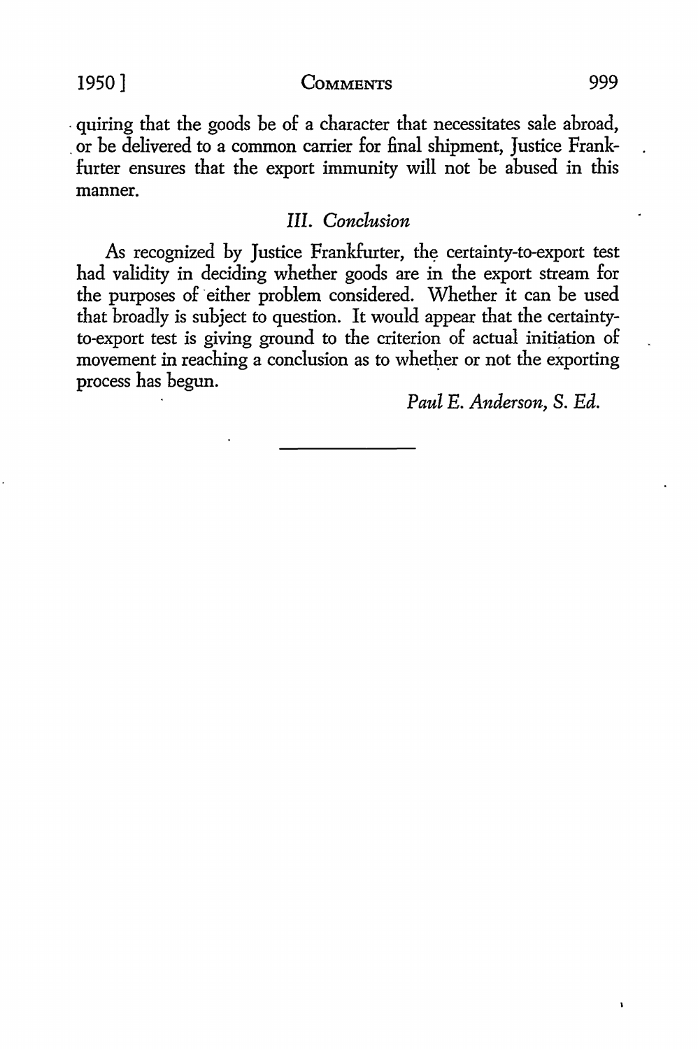quiring that the goods be of a character that necessitates sale abroad, or be delivered to a common carrier for final shipment, Justice Frankfurter ensures that the export immunity will not be abused in this manner.

### *III. Conclusion*

As recognized by Justice Frankfurter, the certainty-to-export test had validity in deciding whether goods are in the export stream for the purposes of either problem considered. Whether it can be used that broadly is subject to question. It would appear that the certainty-to-export test is giving ground to the criterion of actual initiation of movement in reaching a conclusion as to whether or not the exporting process has begun.

*Paul E. Anderson, S. Ed.*